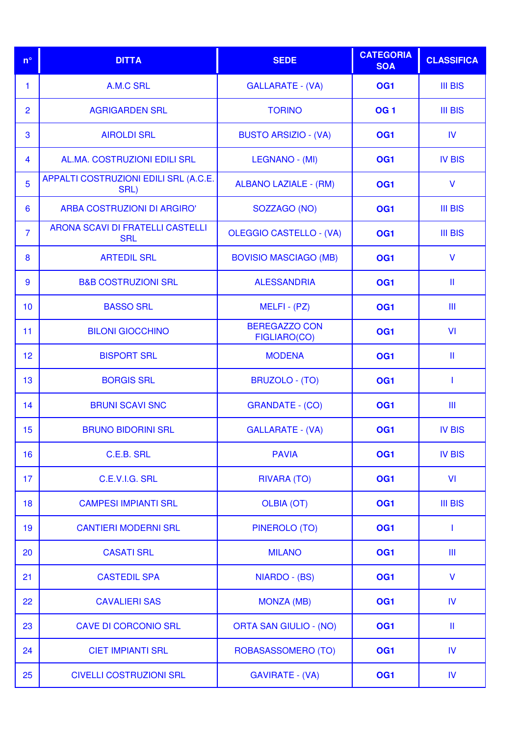| n° | DITTA | SEDE | CATEGORIA SOA | CLASSIFICA |
|---|---|---|---|---|
| 1 | A.M.C SRL | GALLARATE - (VA) | **OG1** | III BIS |
| 2 | AGRIGARDEN SRL | TORINO | **OG 1** | III BIS |
| 3 | AIROLDI SRL | BUSTO ARSIZIO - (VA) | **OG1** | IV |
| 4 | AL.MA. COSTRUZIONI EDILI SRL | LEGNANO - (MI) | **OG1** | IV BIS |
| 5 | APPALTI COSTRUZIONI EDILI SRL (A.C.E. SRL) | ALBANO LAZIALE - (RM) | **OG1** | V |
| 6 | ARBA COSTRUZIONI DI ARGIRO' | SOZZAGO (NO) | **OG1** | III BIS |
| 7 | ARONA SCAVI DI FRATELLI CASTELLI SRL | OLEGGIO CASTELLO - (VA) | **OG1** | III BIS |
| 8 | ARTEDIL SRL | BOVISIO MASCIAGO (MB) | **OG1** | V |
| 9 | B&B COSTRUZIONI SRL | ALESSANDRIA | **OG1** | II |
| 10 | BASSO SRL | MELFI - (PZ) | **OG1** | III |
| 11 | BILONI GIOCCHINO | BEREGAZZO CON FIGLIARO(CO) | **OG1** | VI |
| 12 | BISPORT SRL | MODENA | **OG1** | II |
| 13 | BORGIS SRL | BRUZOLO - (TO) | **OG1** | I |
| 14 | BRUNI SCAVI SNC | GRANDATE - (CO) | **OG1** | III |
| 15 | BRUNO BIDORINI SRL | GALLARATE - (VA) | **OG1** | IV BIS |
| 16 | C.E.B. SRL | PAVIA | **OG1** | IV BIS |
| 17 | C.E.V.I.G. SRL | RIVARA (TO) | **OG1** | VI |
| 18 | CAMPESI IMPIANTI SRL | OLBIA (OT) | **OG1** | III BIS |
| 19 | CANTIERI MODERNI SRL | PINEROLO (TO) | **OG1** | I |
| 20 | CASATI SRL | MILANO | **OG1** | III |
| 21 | CASTEDIL SPA | NIARDO - (BS) | **OG1** | V |
| 22 | CAVALIERI SAS | MONZA (MB) | **OG1** | IV |
| 23 | CAVE DI CORCONIO SRL | ORTA SAN GIULIO - (NO) | **OG1** | II |
| 24 | CIET IMPIANTI SRL | ROBASASSOMERO (TO) | **OG1** | IV |
| 25 | CIVELLI COSTRUZIONI SRL | GAVIRATE - (VA) | **OG1** | IV |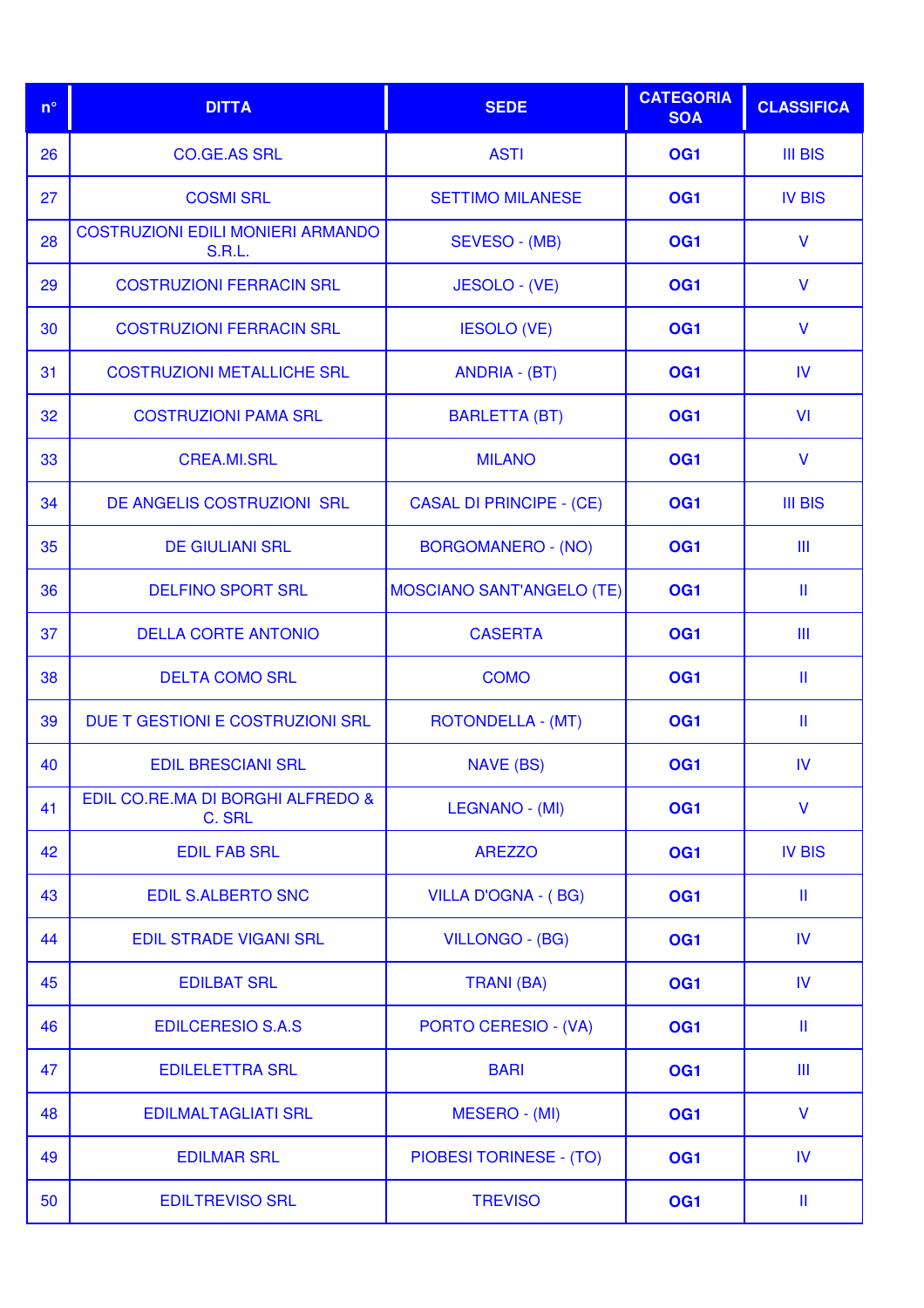| n° | DITTA | SEDE | CATEGORIA SOA | CLASSIFICA |
|---|---|---|---|---|
| 26 | CO.GE.AS SRL | ASTI | **OG1** | III BIS |
| 27 | COSMI SRL | SETTIMO MILANESE | **OG1** | IV BIS |
| 28 | COSTRUZIONI EDILI MONIERI ARMANDO S.R.L. | SEVESO - (MB) | **OG1** | V |
| 29 | COSTRUZIONI FERRACIN SRL | JESOLO - (VE) | **OG1** | V |
| 30 | COSTRUZIONI FERRACIN SRL | IESOLO (VE) | **OG1** | V |
| 31 | COSTRUZIONI METALLICHE SRL | ANDRIA - (BT) | **OG1** | IV |
| 32 | COSTRUZIONI PAMA SRL | BARLETTA (BT) | **OG1** | VI |
| 33 | CREA.MI.SRL | MILANO | **OG1** | V |
| 34 | DE ANGELIS COSTRUZIONI  SRL | CASAL DI PRINCIPE - (CE) | **OG1** | III BIS |
| 35 | DE GIULIANI SRL | BORGOMANERO - (NO) | **OG1** | III |
| 36 | DELFINO SPORT SRL | MOSCIANO SANT'ANGELO (TE) | **OG1** | II |
| 37 | DELLA CORTE ANTONIO | CASERTA | **OG1** | III |
| 38 | DELTA COMO SRL | COMO | **OG1** | II |
| 39 | DUE T GESTIONI E COSTRUZIONI SRL | ROTONDELLA - (MT) | **OG1** | II |
| 40 | EDIL BRESCIANI SRL | NAVE (BS) | **OG1** | IV |
| 41 | EDIL CO.RE.MA DI BORGHI ALFREDO & C. SRL | LEGNANO - (MI) | **OG1** | V |
| 42 | EDIL FAB SRL | AREZZO | **OG1** | IV BIS |
| 43 | EDIL S.ALBERTO SNC | VILLA D'OGNA - ( BG) | **OG1** | II |
| 44 | EDIL STRADE VIGANI SRL | VILLONGO - (BG) | **OG1** | IV |
| 45 | EDILBAT SRL | TRANI (BA) | **OG1** | IV |
| 46 | EDILCERESIO S.A.S | PORTO CERESIO - (VA) | **OG1** | II |
| 47 | EDILELETTRA SRL | BARI | **OG1** | III |
| 48 | EDILMALTAGLIATI SRL | MESERO - (MI) | **OG1** | V |
| 49 | EDILMAR SRL | PIOBESI TORINESE - (TO) | **OG1** | IV |
| 50 | EDILTREVISO SRL | TREVISO | **OG1** | II |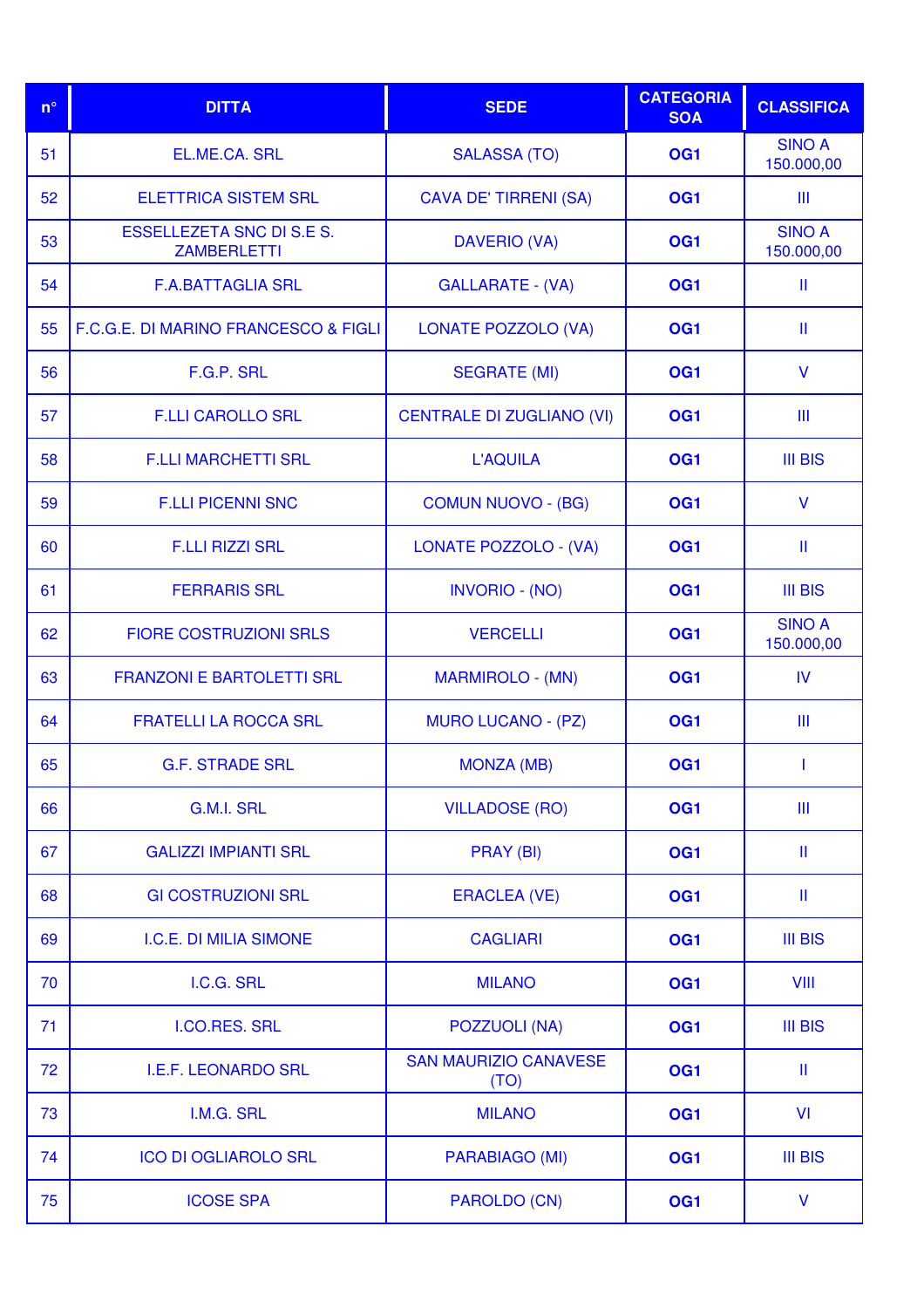| n° | DITTA | SEDE | CATEGORIA SOA | CLASSIFICA |
|---|---|---|---|---|
| 51 | EL.ME.CA. SRL | SALASSA (TO) | **OG1** | SINO A 150.000,00 |
| 52 | ELETTRICA SISTEM SRL | CAVA DE' TIRRENI (SA) | **OG1** | III |
| 53 | ESSELLEZETA SNC DI S.E S. ZAMBERLETTI | DAVERIO (VA) | **OG1** | SINO A 150.000,00 |
| 54 | F.A.BATTAGLIA SRL | GALLARATE - (VA) | **OG1** | II |
| 55 | F.C.G.E. DI MARINO FRANCESCO & FIGLI | LONATE POZZOLO (VA) | **OG1** | II |
| 56 | F.G.P. SRL | SEGRATE (MI) | **OG1** | V |
| 57 | F.LLI CAROLLO SRL | CENTRALE DI ZUGLIANO (VI) | **OG1** | III |
| 58 | F.LLI MARCHETTI SRL | L'AQUILA | **OG1** | III BIS |
| 59 | F.LLI PICENNI SNC | COMUN NUOVO - (BG) | **OG1** | V |
| 60 | F.LLI RIZZI SRL | LONATE POZZOLO - (VA) | **OG1** | II |
| 61 | FERRARIS SRL | INVORIO - (NO) | **OG1** | III BIS |
| 62 | FIORE COSTRUZIONI SRLS | VERCELLI | **OG1** | SINO A 150.000,00 |
| 63 | FRANZONI E BARTOLETTI SRL | MARMIROLO - (MN) | **OG1** | IV |
| 64 | FRATELLI LA ROCCA SRL | MURO LUCANO - (PZ) | **OG1** | III |
| 65 | G.F. STRADE SRL | MONZA (MB) | **OG1** | I |
| 66 | G.M.I. SRL | VILLADOSE (RO) | **OG1** | III |
| 67 | GALIZZI IMPIANTI SRL | PRAY (BI) | **OG1** | II |
| 68 | GI COSTRUZIONI SRL | ERACLEA (VE) | **OG1** | II |
| 69 | I.C.E. DI MILIA SIMONE | CAGLIARI | **OG1** | III BIS |
| 70 | I.C.G. SRL | MILANO | **OG1** | VIII |
| 71 | I.CO.RES. SRL | POZZUOLI (NA) | **OG1** | III BIS |
| 72 | I.E.F. LEONARDO SRL | SAN MAURIZIO CANAVESE (TO) | **OG1** | II |
| 73 | I.M.G. SRL | MILANO | **OG1** | VI |
| 74 | ICO DI OGLIAROLO SRL | PARABIAGO (MI) | **OG1** | III BIS |
| 75 | ICOSE SPA | PAROLDO (CN) | **OG1** | V |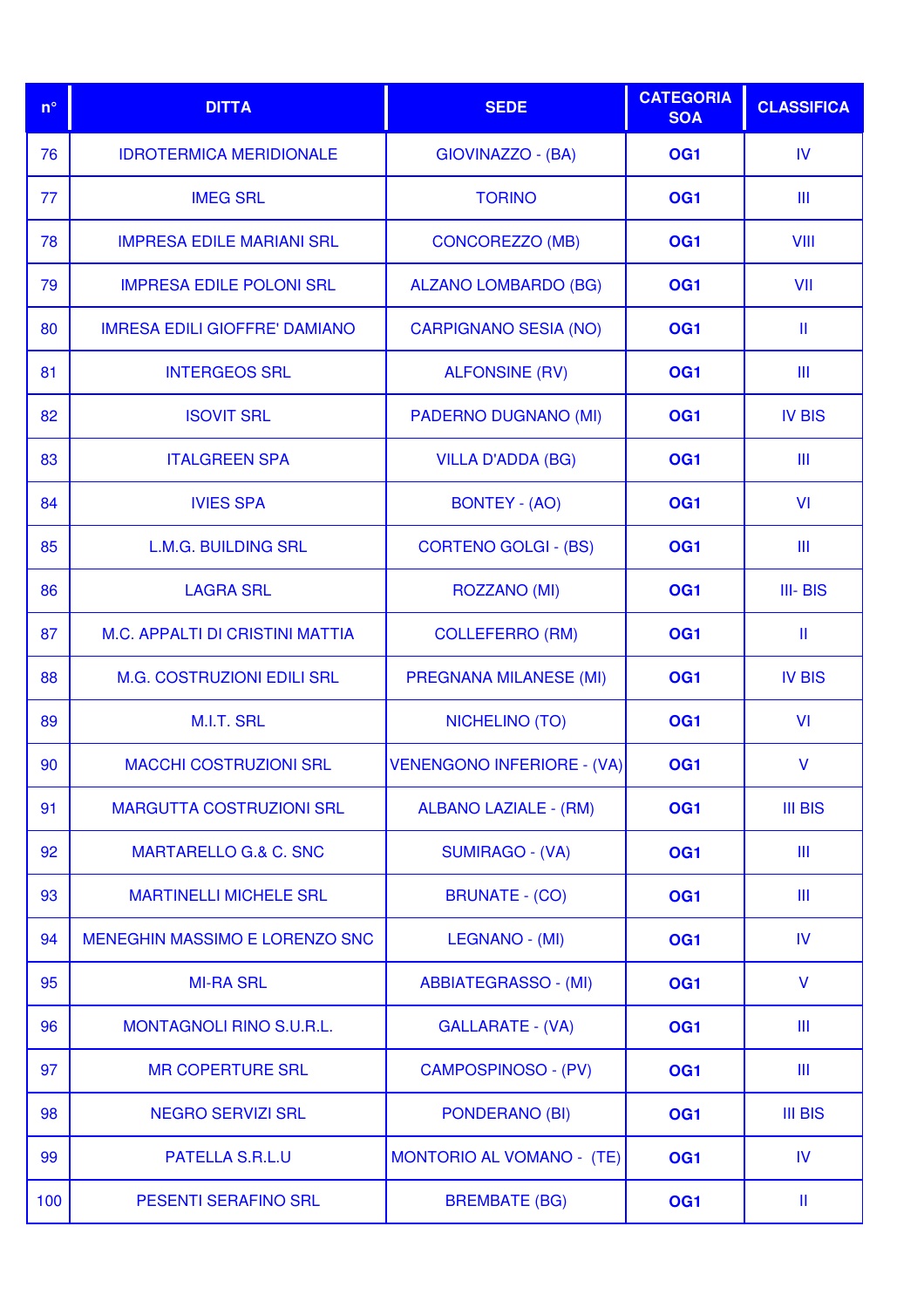| n° | DITTA | SEDE | CATEGORIA SOA | CLASSIFICA |
|---|---|---|---|---|
| 76 | IDROTERMICA MERIDIONALE | GIOVINAZZO - (BA) | **OG1** | IV |
| 77 | IMEG SRL | TORINO | **OG1** | III |
| 78 | IMPRESA EDILE MARIANI SRL | CONCOREZZO (MB) | **OG1** | VIII |
| 79 | IMPRESA EDILE POLONI SRL | ALZANO LOMBARDO (BG) | **OG1** | VII |
| 80 | IMRESA EDILI GIOFFRE' DAMIANO | CARPIGNANO SESIA (NO) | **OG1** | II |
| 81 | INTERGEOS SRL | ALFONSINE (RV) | **OG1** | III |
| 82 | ISOVIT SRL | PADERNO DUGNANO (MI) | **OG1** | IV BIS |
| 83 | ITALGREEN SPA | VILLA D'ADDA (BG) | **OG1** | III |
| 84 | IVIES SPA | BONTEY - (AO) | **OG1** | VI |
| 85 | L.M.G. BUILDING SRL | CORTENO GOLGI - (BS) | **OG1** | III |
| 86 | LAGRA SRL | ROZZANO (MI) | **OG1** | III- BIS |
| 87 | M.C. APPALTI DI CRISTINI MATTIA | COLLEFERRO (RM) | **OG1** | II |
| 88 | M.G. COSTRUZIONI EDILI SRL | PREGNANA MILANESE (MI) | **OG1** | IV BIS |
| 89 | M.I.T. SRL | NICHELINO (TO) | **OG1** | VI |
| 90 | MACCHI COSTRUZIONI SRL | VENENGONO INFERIORE - (VA) | **OG1** | V |
| 91 | MARGUTTA COSTRUZIONI SRL | ALBANO LAZIALE - (RM) | **OG1** | III BIS |
| 92 | MARTARELLO G.& C. SNC | SUMIRAGO - (VA) | **OG1** | III |
| 93 | MARTINELLI MICHELE SRL | BRUNATE - (CO) | **OG1** | III |
| 94 | MENEGHIN MASSIMO E LORENZO SNC | LEGNANO - (MI) | **OG1** | IV |
| 95 | MI-RA SRL | ABBIATEGRASSO - (MI) | **OG1** | V |
| 96 | MONTAGNOLI RINO S.U.R.L. | GALLARATE - (VA) | **OG1** | III |
| 97 | MR COPERTURE SRL | CAMPOSPINOSO - (PV) | **OG1** | III |
| 98 | NEGRO SERVIZI SRL | PONDERANO (BI) | **OG1** | III BIS |
| 99 | PATELLA S.R.L.U | MONTORIO AL VOMANO - (TE) | **OG1** | IV |
| 100 | PESENTI SERAFINO SRL | BREMBATE (BG) | **OG1** | II |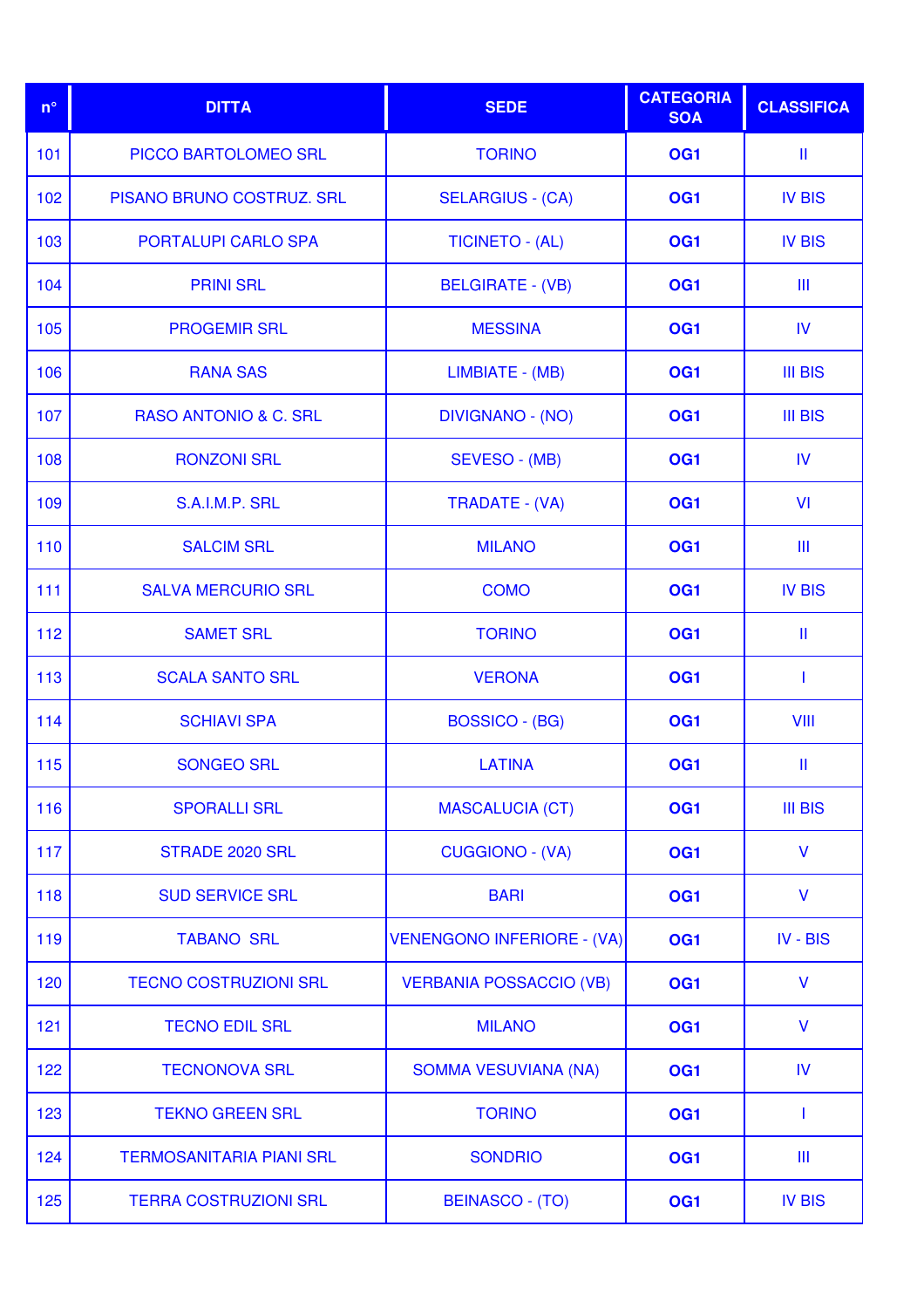| n° | DITTA | SEDE | CATEGORIA SOA | CLASSIFICA |
|---|---|---|---|---|
| 101 | PICCO BARTOLOMEO SRL | TORINO | **OG1** | II |
| 102 | PISANO BRUNO COSTRUZ. SRL | SELARGIUS - (CA) | **OG1** | IV BIS |
| 103 | PORTALUPI CARLO SPA | TICINETO - (AL) | **OG1** | IV BIS |
| 104 | PRINI SRL | BELGIRATE - (VB) | **OG1** | III |
| 105 | PROGEMIR SRL | MESSINA | **OG1** | IV |
| 106 | RANA SAS | LIMBIATE - (MB) | **OG1** | III BIS |
| 107 | RASO ANTONIO & C. SRL | DIVIGNANO - (NO) | **OG1** | III BIS |
| 108 | RONZONI SRL | SEVESO - (MB) | **OG1** | IV |
| 109 | S.A.I.M.P. SRL | TRADATE - (VA) | **OG1** | VI |
| 110 | SALCIM SRL | MILANO | **OG1** | III |
| 111 | SALVA MERCURIO SRL | COMO | **OG1** | IV BIS |
| 112 | SAMET SRL | TORINO | **OG1** | II |
| 113 | SCALA SANTO SRL | VERONA | **OG1** | I |
| 114 | SCHIAVI SPA | BOSSICO - (BG) | **OG1** | VIII |
| 115 | SONGEO SRL | LATINA | **OG1** | II |
| 116 | SPORALLI SRL | MASCALUCIA (CT) | **OG1** | III BIS |
| 117 | STRADE 2020 SRL | CUGGIONO - (VA) | **OG1** | V |
| 118 | SUD SERVICE SRL | BARI | **OG1** | V |
| 119 | TABANO SRL | VENENGONO INFERIORE - (VA) | **OG1** | IV - BIS |
| 120 | TECNO COSTRUZIONI SRL | VERBANIA POSSACCIO (VB) | **OG1** | V |
| 121 | TECNO EDIL SRL | MILANO | **OG1** | V |
| 122 | TECNONOVA SRL | SOMMA VESUVIANA (NA) | **OG1** | IV |
| 123 | TEKNO GREEN SRL | TORINO | **OG1** | I |
| 124 | TERMOSANITARIA PIANI SRL | SONDRIO | **OG1** | III |
| 125 | TERRA COSTRUZIONI SRL | BEINASCO - (TO) | **OG1** | IV BIS |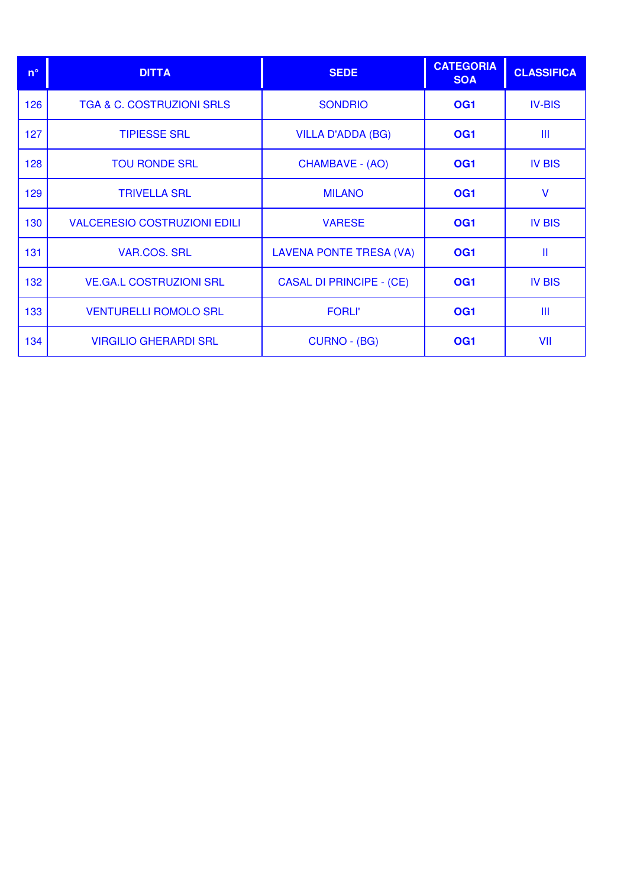| n° | DITTA | SEDE | CATEGORIA SOA | CLASSIFICA |
|---|---|---|---|---|
| 126 | TGA & C. COSTRUZIONI SRLS | SONDRIO | **OG1** | IV-BIS |
| 127 | TIPIESSE SRL | VILLA D'ADDA (BG) | **OG1** | III |
| 128 | TOU RONDE SRL | CHAMBAVE - (AO) | **OG1** | IV BIS |
| 129 | TRIVELLA SRL | MILANO | **OG1** | V |
| 130 | VALCERESIO COSTRUZIONI EDILI | VARESE | **OG1** | IV BIS |
| 131 | VAR.COS. SRL | LAVENA PONTE TRESA (VA) | **OG1** | II |
| 132 | VE.GA.L COSTRUZIONI SRL | CASAL DI PRINCIPE - (CE) | **OG1** | IV BIS |
| 133 | VENTURELLI ROMOLO SRL | FORLI' | **OG1** | III |
| 134 | VIRGILIO GHERARDI SRL | CURNO - (BG) | **OG1** | VII |